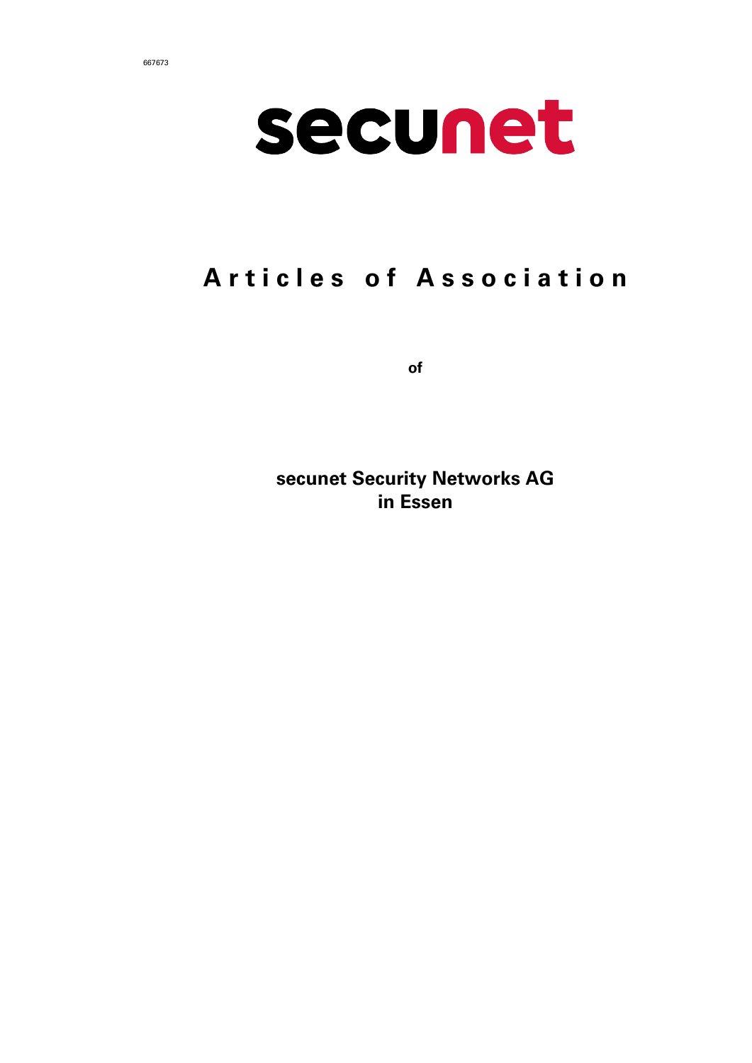667673

secunet

# Articles of Association

**of**

**secunet Security Networks AG**
**in Essen**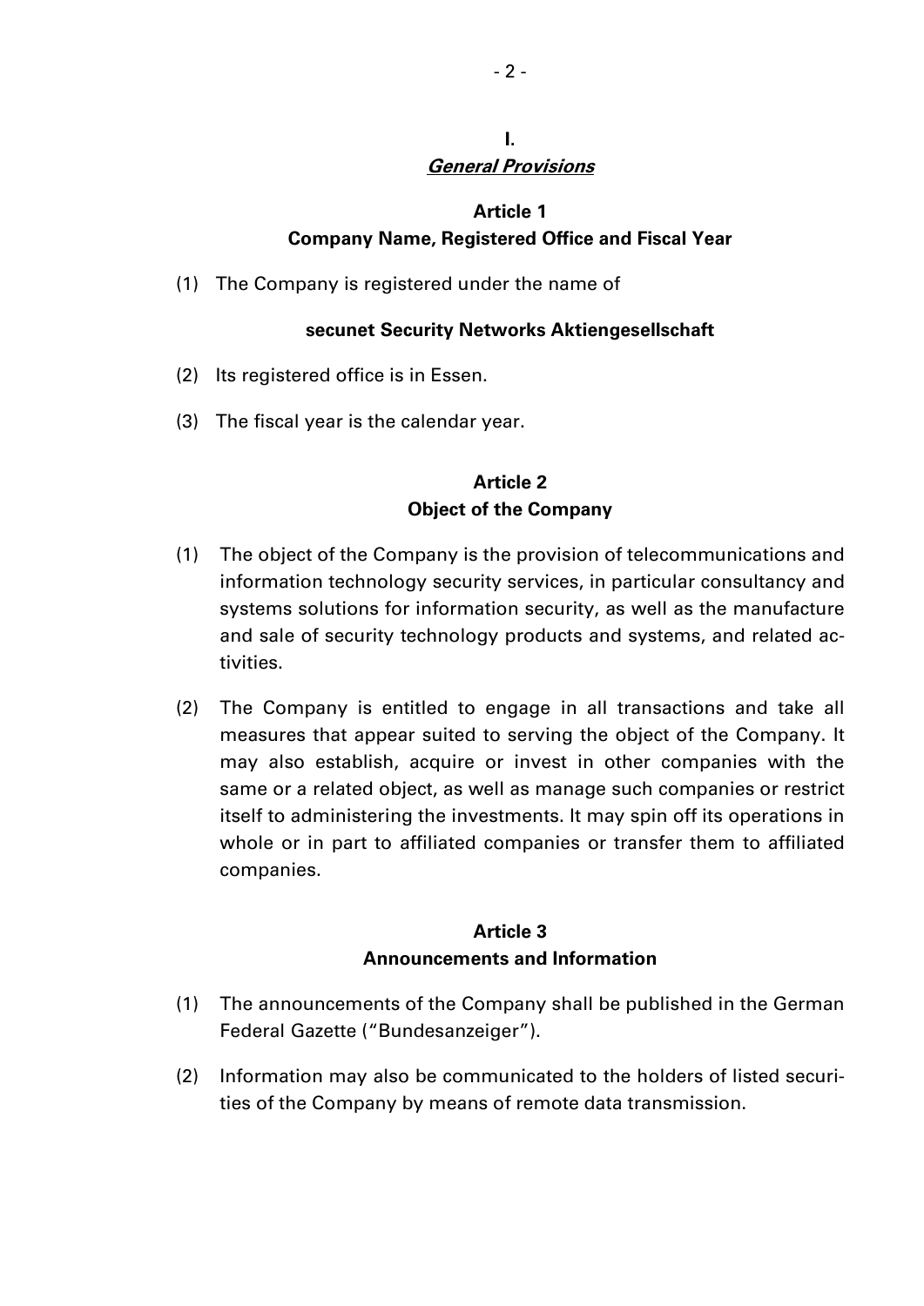# I.
## *General Provisions*

### Article 1
### Company Name, Registered Office and Fiscal Year

(1) The Company is registered under the name of

**secunet Security Networks Aktiengesellschaft**

(2) Its registered office is in Essen.

(3) The fiscal year is the calendar year.

### Article 2
### Object of the Company

(1) The object of the Company is the provision of telecommunications and information technology security services, in particular consultancy and systems solutions for information security, as well as the manufacture and sale of security technology products and systems, and related activities.

(2) The Company is entitled to engage in all transactions and take all measures that appear suited to serving the object of the Company. It may also establish, acquire or invest in other companies with the same or a related object, as well as manage such companies or restrict itself to administering the investments. It may spin off its operations in whole or in part to affiliated companies or transfer them to affiliated companies.

### Article 3
### Announcements and Information

(1) The announcements of the Company shall be published in the German Federal Gazette ("Bundesanzeiger").

(2) Information may also be communicated to the holders of listed securities of the Company by means of remote data transmission.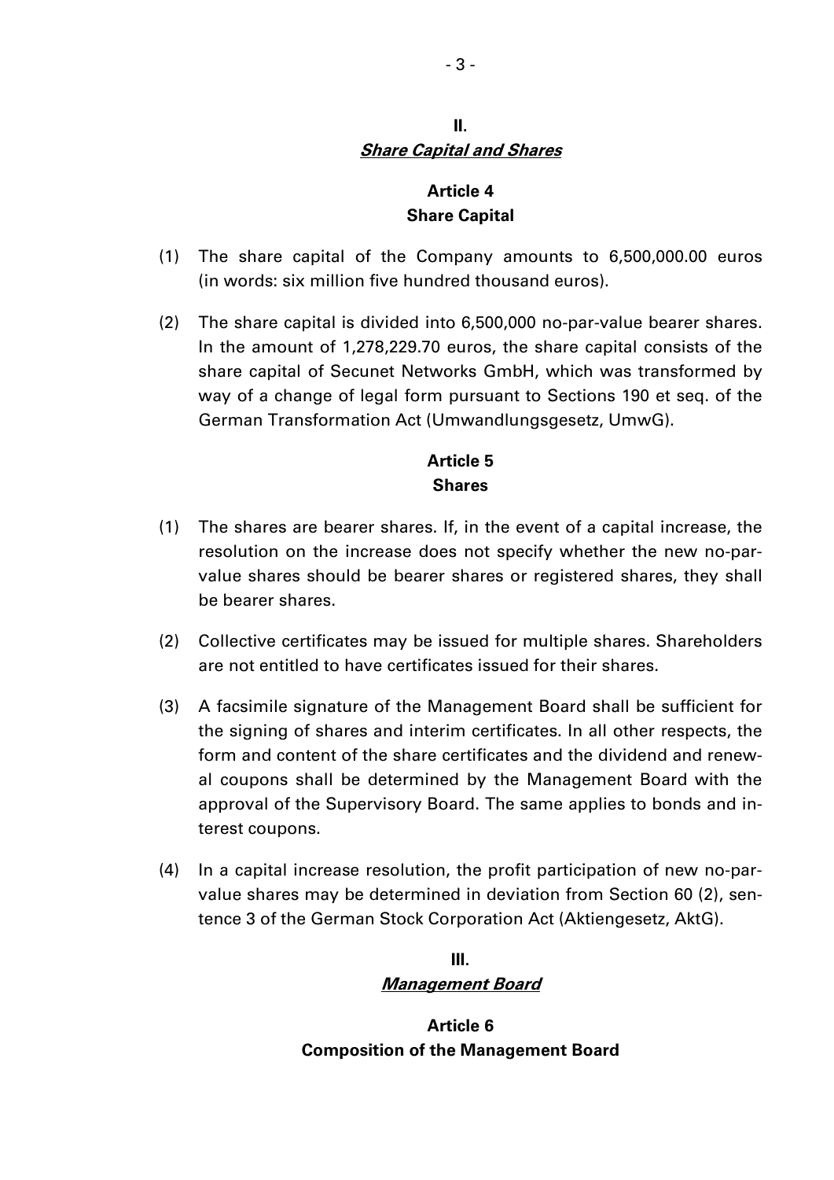## II.
## ***Share Capital and Shares***

### Article 4
### Share Capital

(1) The share capital of the Company amounts to 6,500,000.00 euros (in words: six million five hundred thousand euros).

(2) The share capital is divided into 6,500,000 no-par-value bearer shares. In the amount of 1,278,229.70 euros, the share capital consists of the share capital of Secunet Networks GmbH, which was transformed by way of a change of legal form pursuant to Sections 190 et seq. of the German Transformation Act (Umwandlungsgesetz, UmwG).

### Article 5
### Shares

(1) The shares are bearer shares. If, in the event of a capital increase, the resolution on the increase does not specify whether the new no-par-value shares should be bearer shares or registered shares, they shall be bearer shares.

(2) Collective certificates may be issued for multiple shares. Shareholders are not entitled to have certificates issued for their shares.

(3) A facsimile signature of the Management Board shall be sufficient for the signing of shares and interim certificates. In all other respects, the form and content of the share certificates and the dividend and renewal coupons shall be determined by the Management Board with the approval of the Supervisory Board. The same applies to bonds and interest coupons.

(4) In a capital increase resolution, the profit participation of new no-par-value shares may be determined in deviation from Section 60 (2), sentence 3 of the German Stock Corporation Act (Aktiengesetz, AktG).

## III.
## ***Management Board***

### Article 6
### Composition of the Management Board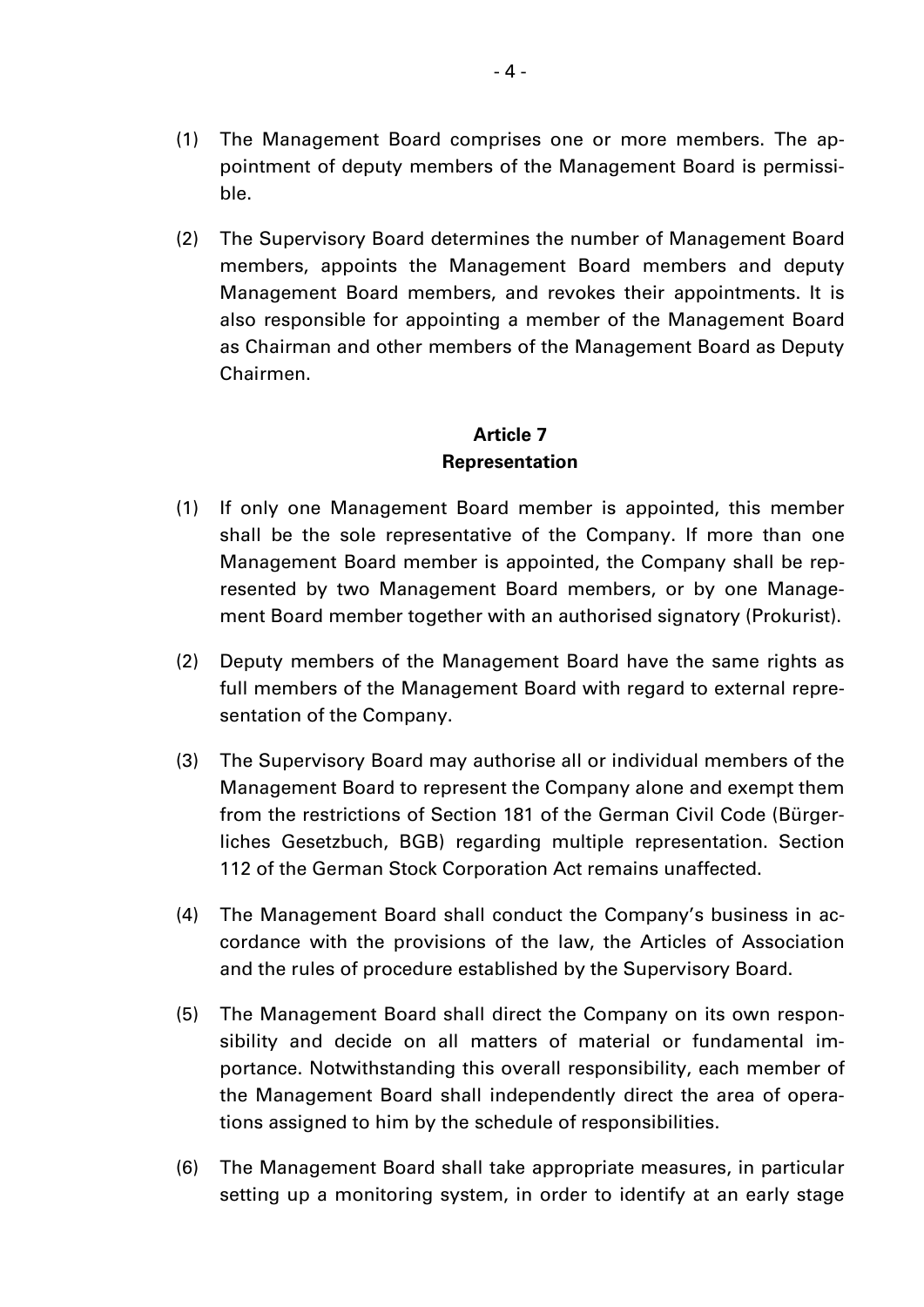(1) The Management Board comprises one or more members. The appointment of deputy members of the Management Board is permissible.

(2) The Supervisory Board determines the number of Management Board members, appoints the Management Board members and deputy Management Board members, and revokes their appointments. It is also responsible for appointing a member of the Management Board as Chairman and other members of the Management Board as Deputy Chairmen.

## Article 7
## Representation

(1) If only one Management Board member is appointed, this member shall be the sole representative of the Company. If more than one Management Board member is appointed, the Company shall be represented by two Management Board members, or by one Management Board member together with an authorised signatory (Prokurist).

(2) Deputy members of the Management Board have the same rights as full members of the Management Board with regard to external representation of the Company.

(3) The Supervisory Board may authorise all or individual members of the Management Board to represent the Company alone and exempt them from the restrictions of Section 181 of the German Civil Code (Bürgerliches Gesetzbuch, BGB) regarding multiple representation. Section 112 of the German Stock Corporation Act remains unaffected.

(4) The Management Board shall conduct the Company's business in accordance with the provisions of the law, the Articles of Association and the rules of procedure established by the Supervisory Board.

(5) The Management Board shall direct the Company on its own responsibility and decide on all matters of material or fundamental importance. Notwithstanding this overall responsibility, each member of the Management Board shall independently direct the area of operations assigned to him by the schedule of responsibilities.

(6) The Management Board shall take appropriate measures, in particular setting up a monitoring system, in order to identify at an early stage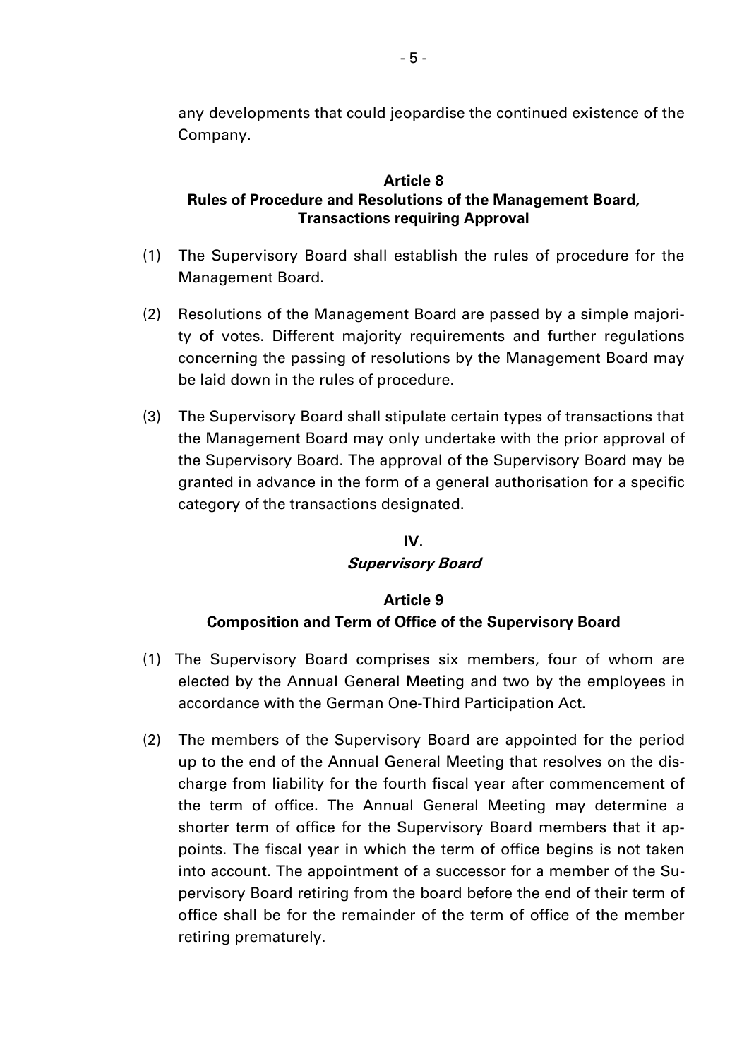any developments that could jeopardise the continued existence of the Company.

### Article 8
### Rules of Procedure and Resolutions of the Management Board, Transactions requiring Approval

(1) The Supervisory Board shall establish the rules of procedure for the Management Board.

(2) Resolutions of the Management Board are passed by a simple majority of votes. Different majority requirements and further regulations concerning the passing of resolutions by the Management Board may be laid down in the rules of procedure.

(3) The Supervisory Board shall stipulate certain types of transactions that the Management Board may only undertake with the prior approval of the Supervisory Board. The approval of the Supervisory Board may be granted in advance in the form of a general authorisation for a specific category of the transactions designated.

## IV.
## ***Supervisory Board***

### Article 9
### Composition and Term of Office of the Supervisory Board

(1) The Supervisory Board comprises six members, four of whom are elected by the Annual General Meeting and two by the employees in accordance with the German One-Third Participation Act.

(2) The members of the Supervisory Board are appointed for the period up to the end of the Annual General Meeting that resolves on the discharge from liability for the fourth fiscal year after commencement of the term of office. The Annual General Meeting may determine a shorter term of office for the Supervisory Board members that it appoints. The fiscal year in which the term of office begins is not taken into account. The appointment of a successor for a member of the Supervisory Board retiring from the board before the end of their term of office shall be for the remainder of the term of office of the member retiring prematurely.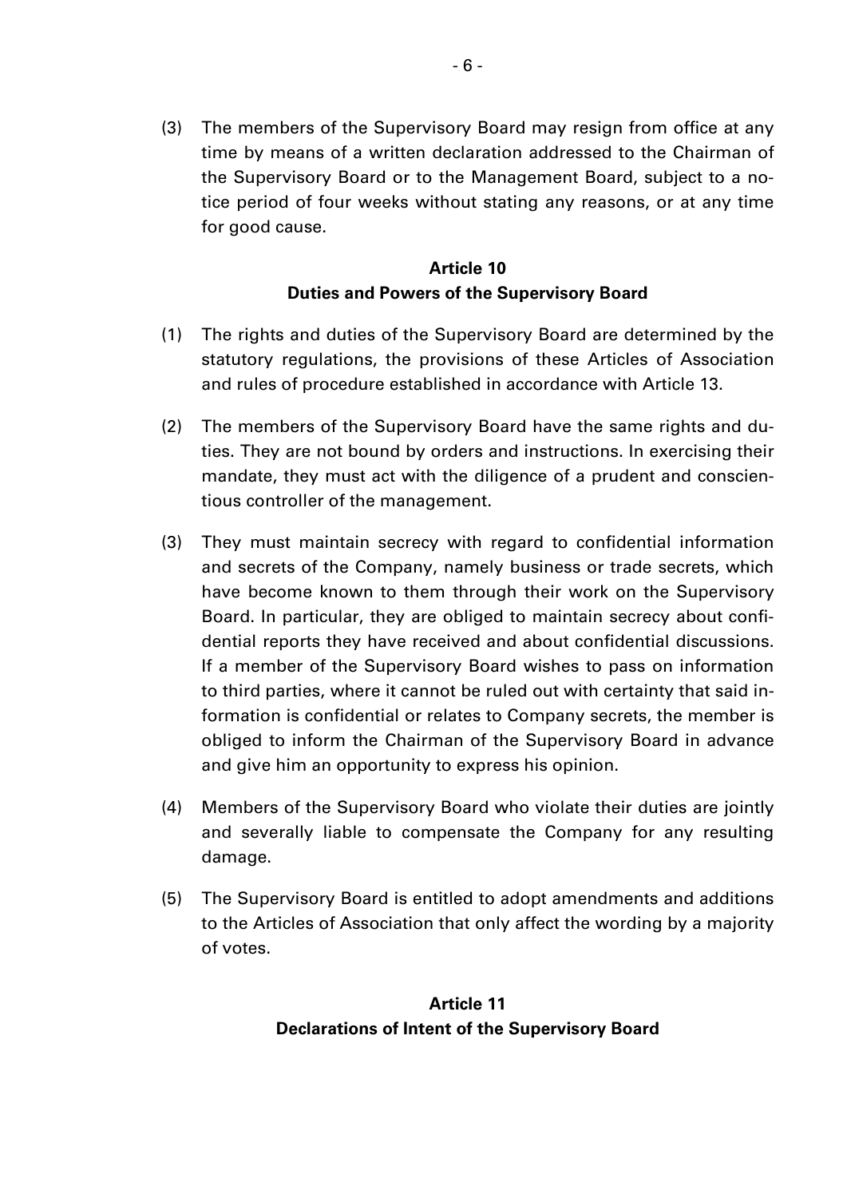(3) The members of the Supervisory Board may resign from office at any time by means of a written declaration addressed to the Chairman of the Supervisory Board or to the Management Board, subject to a notice period of four weeks without stating any reasons, or at any time for good cause.

## Article 10
## Duties and Powers of the Supervisory Board

(1) The rights and duties of the Supervisory Board are determined by the statutory regulations, the provisions of these Articles of Association and rules of procedure established in accordance with Article 13.

(2) The members of the Supervisory Board have the same rights and duties. They are not bound by orders and instructions. In exercising their mandate, they must act with the diligence of a prudent and conscientious controller of the management.

(3) They must maintain secrecy with regard to confidential information and secrets of the Company, namely business or trade secrets, which have become known to them through their work on the Supervisory Board. In particular, they are obliged to maintain secrecy about confidential reports they have received and about confidential discussions. If a member of the Supervisory Board wishes to pass on information to third parties, where it cannot be ruled out with certainty that said information is confidential or relates to Company secrets, the member is obliged to inform the Chairman of the Supervisory Board in advance and give him an opportunity to express his opinion.

(4) Members of the Supervisory Board who violate their duties are jointly and severally liable to compensate the Company for any resulting damage.

(5) The Supervisory Board is entitled to adopt amendments and additions to the Articles of Association that only affect the wording by a majority of votes.

## Article 11
## Declarations of Intent of the Supervisory Board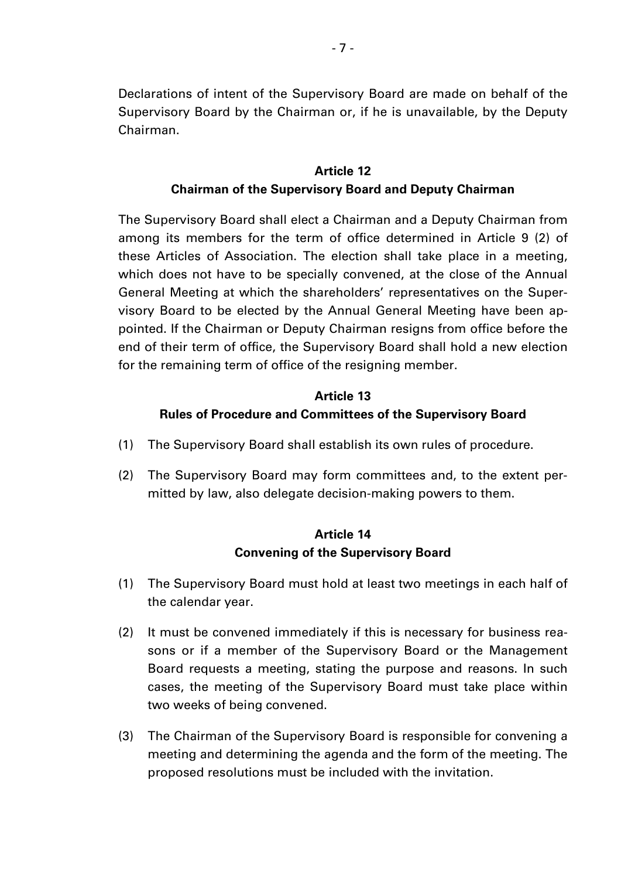Declarations of intent of the Supervisory Board are made on behalf of the Supervisory Board by the Chairman or, if he is unavailable, by the Deputy Chairman.

## Article 12
## Chairman of the Supervisory Board and Deputy Chairman

The Supervisory Board shall elect a Chairman and a Deputy Chairman from among its members for the term of office determined in Article 9 (2) of these Articles of Association. The election shall take place in a meeting, which does not have to be specially convened, at the close of the Annual General Meeting at which the shareholders' representatives on the Supervisory Board to be elected by the Annual General Meeting have been appointed. If the Chairman or Deputy Chairman resigns from office before the end of their term of office, the Supervisory Board shall hold a new election for the remaining term of office of the resigning member.

## Article 13
## Rules of Procedure and Committees of the Supervisory Board

(1) The Supervisory Board shall establish its own rules of procedure.

(2) The Supervisory Board may form committees and, to the extent permitted by law, also delegate decision-making powers to them.

## Article 14
## Convening of the Supervisory Board

(1) The Supervisory Board must hold at least two meetings in each half of the calendar year.

(2) It must be convened immediately if this is necessary for business reasons or if a member of the Supervisory Board or the Management Board requests a meeting, stating the purpose and reasons. In such cases, the meeting of the Supervisory Board must take place within two weeks of being convened.

(3) The Chairman of the Supervisory Board is responsible for convening a meeting and determining the agenda and the form of the meeting. The proposed resolutions must be included with the invitation.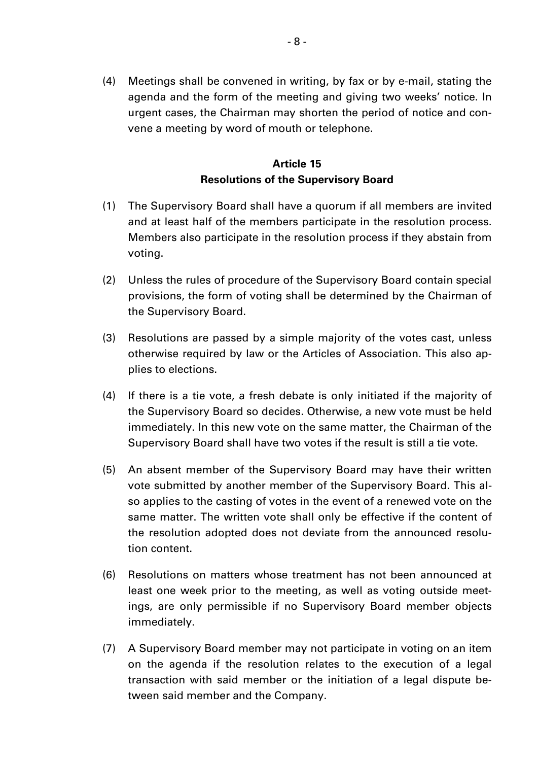(4) Meetings shall be convened in writing, by fax or by e-mail, stating the agenda and the form of the meeting and giving two weeks' notice. In urgent cases, the Chairman may shorten the period of notice and convene a meeting by word of mouth or telephone.

## Article 15
## Resolutions of the Supervisory Board

(1) The Supervisory Board shall have a quorum if all members are invited and at least half of the members participate in the resolution process. Members also participate in the resolution process if they abstain from voting.

(2) Unless the rules of procedure of the Supervisory Board contain special provisions, the form of voting shall be determined by the Chairman of the Supervisory Board.

(3) Resolutions are passed by a simple majority of the votes cast, unless otherwise required by law or the Articles of Association. This also applies to elections.

(4) If there is a tie vote, a fresh debate is only initiated if the majority of the Supervisory Board so decides. Otherwise, a new vote must be held immediately. In this new vote on the same matter, the Chairman of the Supervisory Board shall have two votes if the result is still a tie vote.

(5) An absent member of the Supervisory Board may have their written vote submitted by another member of the Supervisory Board. This also applies to the casting of votes in the event of a renewed vote on the same matter. The written vote shall only be effective if the content of the resolution adopted does not deviate from the announced resolution content.

(6) Resolutions on matters whose treatment has not been announced at least one week prior to the meeting, as well as voting outside meetings, are only permissible if no Supervisory Board member objects immediately.

(7) A Supervisory Board member may not participate in voting on an item on the agenda if the resolution relates to the execution of a legal transaction with said member or the initiation of a legal dispute between said member and the Company.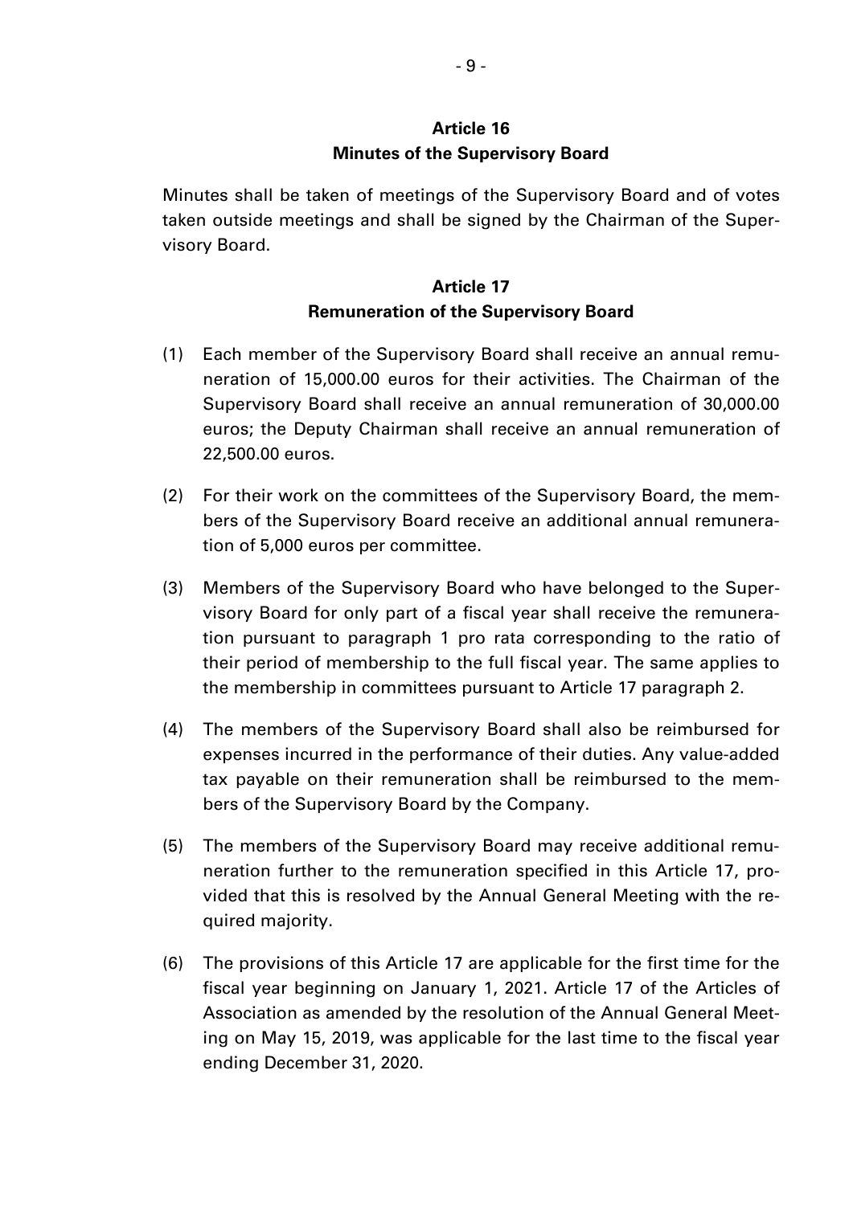## Article 16
## Minutes of the Supervisory Board

Minutes shall be taken of meetings of the Supervisory Board and of votes taken outside meetings and shall be signed by the Chairman of the Supervisory Board.

## Article 17
## Remuneration of the Supervisory Board

(1) Each member of the Supervisory Board shall receive an annual remuneration of 15,000.00 euros for their activities. The Chairman of the Supervisory Board shall receive an annual remuneration of 30,000.00 euros; the Deputy Chairman shall receive an annual remuneration of 22,500.00 euros.

(2) For their work on the committees of the Supervisory Board, the members of the Supervisory Board receive an additional annual remuneration of 5,000 euros per committee.

(3) Members of the Supervisory Board who have belonged to the Supervisory Board for only part of a fiscal year shall receive the remuneration pursuant to paragraph 1 pro rata corresponding to the ratio of their period of membership to the full fiscal year. The same applies to the membership in committees pursuant to Article 17 paragraph 2.

(4) The members of the Supervisory Board shall also be reimbursed for expenses incurred in the performance of their duties. Any value-added tax payable on their remuneration shall be reimbursed to the members of the Supervisory Board by the Company.

(5) The members of the Supervisory Board may receive additional remuneration further to the remuneration specified in this Article 17, provided that this is resolved by the Annual General Meeting with the required majority.

(6) The provisions of this Article 17 are applicable for the first time for the fiscal year beginning on January 1, 2021. Article 17 of the Articles of Association as amended by the resolution of the Annual General Meeting on May 15, 2019, was applicable for the last time to the fiscal year ending December 31, 2020.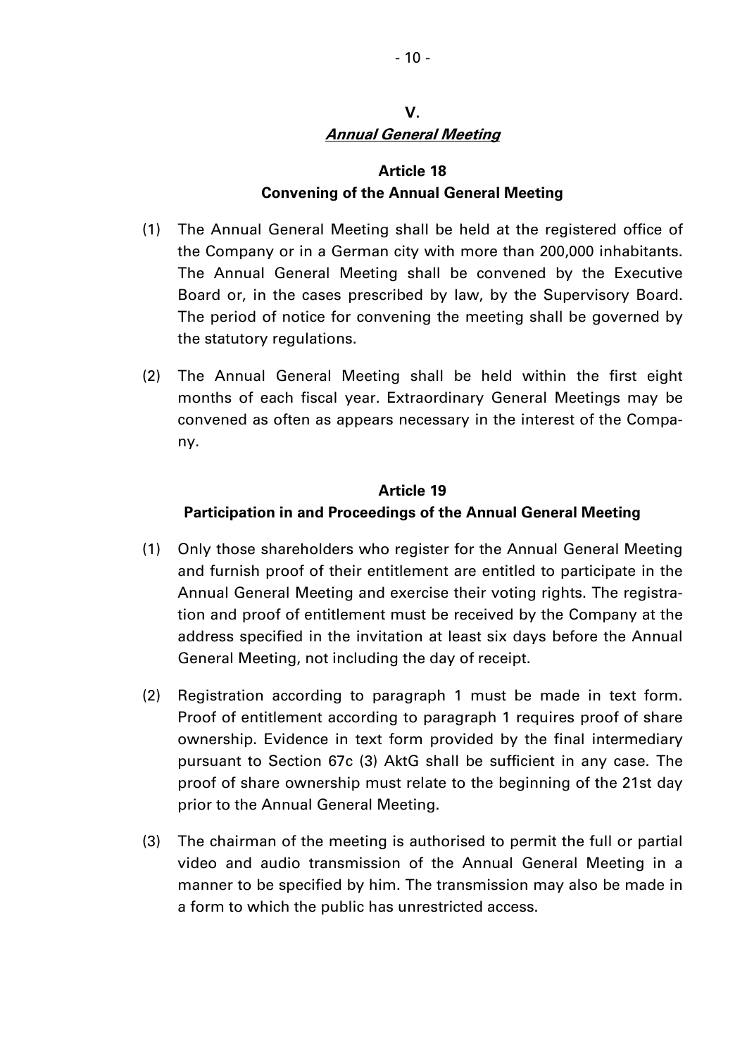## V.
## *Annual General Meeting*

### Article 18
### Convening of the Annual General Meeting

(1) The Annual General Meeting shall be held at the registered office of the Company or in a German city with more than 200,000 inhabitants. The Annual General Meeting shall be convened by the Executive Board or, in the cases prescribed by law, by the Supervisory Board. The period of notice for convening the meeting shall be governed by the statutory regulations.

(2) The Annual General Meeting shall be held within the first eight months of each fiscal year. Extraordinary General Meetings may be convened as often as appears necessary in the interest of the Company.

### Article 19
### Participation in and Proceedings of the Annual General Meeting

(1) Only those shareholders who register for the Annual General Meeting and furnish proof of their entitlement are entitled to participate in the Annual General Meeting and exercise their voting rights. The registration and proof of entitlement must be received by the Company at the address specified in the invitation at least six days before the Annual General Meeting, not including the day of receipt.

(2) Registration according to paragraph 1 must be made in text form. Proof of entitlement according to paragraph 1 requires proof of share ownership. Evidence in text form provided by the final intermediary pursuant to Section 67c (3) AktG shall be sufficient in any case. The proof of share ownership must relate to the beginning of the 21st day prior to the Annual General Meeting.

(3) The chairman of the meeting is authorised to permit the full or partial video and audio transmission of the Annual General Meeting in a manner to be specified by him. The transmission may also be made in a form to which the public has unrestricted access.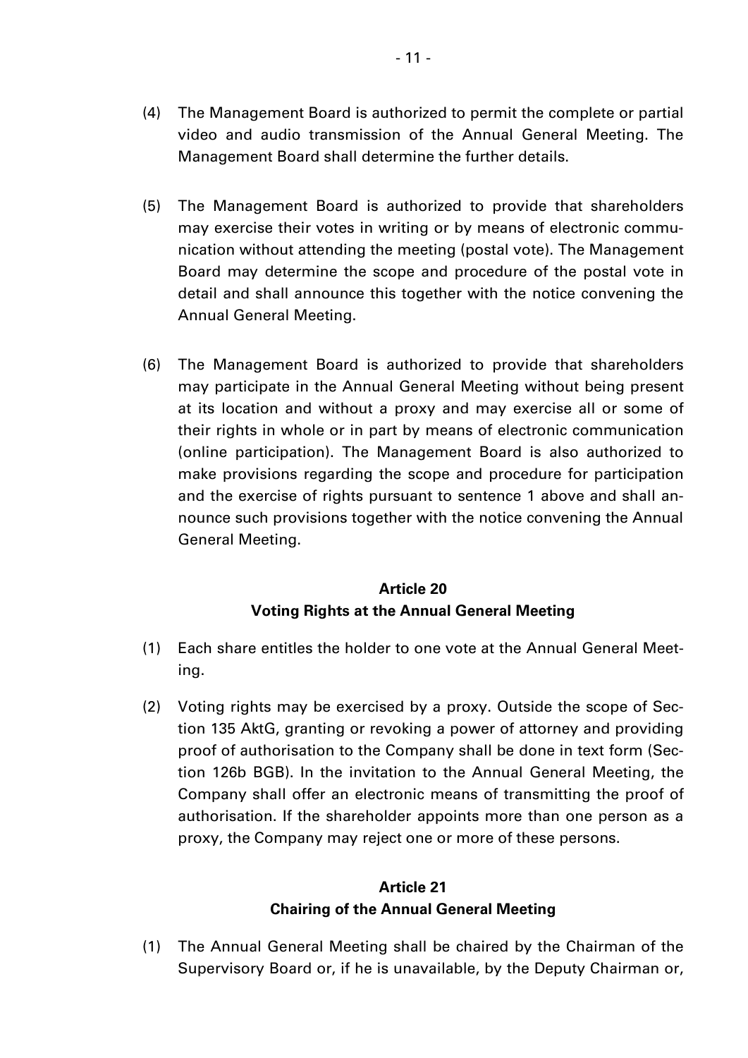(4) The Management Board is authorized to permit the complete or partial video and audio transmission of the Annual General Meeting. The Management Board shall determine the further details.

(5) The Management Board is authorized to provide that shareholders may exercise their votes in writing or by means of electronic communication without attending the meeting (postal vote). The Management Board may determine the scope and procedure of the postal vote in detail and shall announce this together with the notice convening the Annual General Meeting.

(6) The Management Board is authorized to provide that shareholders may participate in the Annual General Meeting without being present at its location and without a proxy and may exercise all or some of their rights in whole or in part by means of electronic communication (online participation). The Management Board is also authorized to make provisions regarding the scope and procedure for participation and the exercise of rights pursuant to sentence 1 above and shall announce such provisions together with the notice convening the Annual General Meeting.

## Article 20
## Voting Rights at the Annual General Meeting

(1) Each share entitles the holder to one vote at the Annual General Meeting.

(2) Voting rights may be exercised by a proxy. Outside the scope of Section 135 AktG, granting or revoking a power of attorney and providing proof of authorisation to the Company shall be done in text form (Section 126b BGB). In the invitation to the Annual General Meeting, the Company shall offer an electronic means of transmitting the proof of authorisation. If the shareholder appoints more than one person as a proxy, the Company may reject one or more of these persons.

## Article 21
## Chairing of the Annual General Meeting

(1) The Annual General Meeting shall be chaired by the Chairman of the Supervisory Board or, if he is unavailable, by the Deputy Chairman or,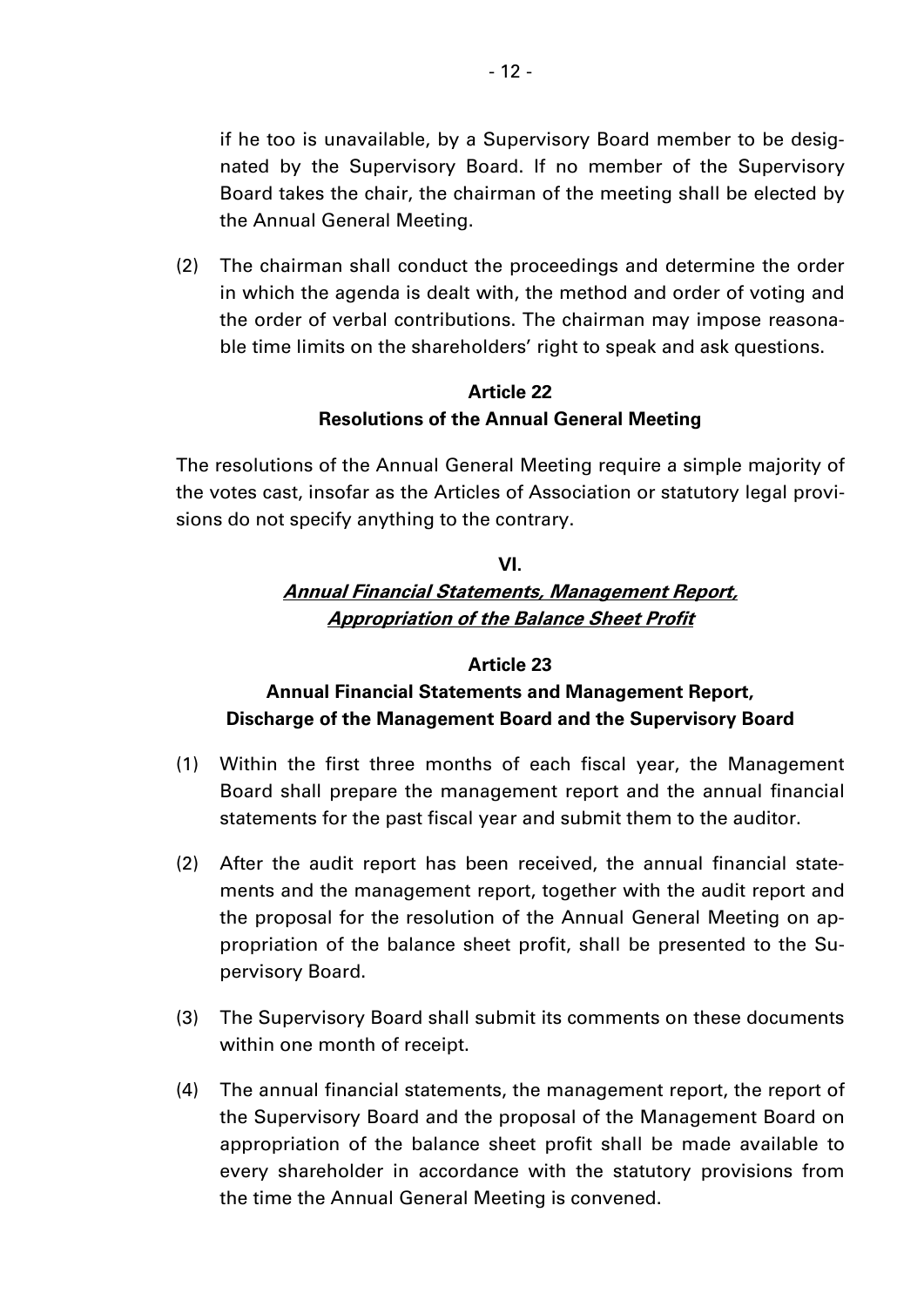if he too is unavailable, by a Supervisory Board member to be designated by the Supervisory Board. If no member of the Supervisory Board takes the chair, the chairman of the meeting shall be elected by the Annual General Meeting.

(2) The chairman shall conduct the proceedings and determine the order in which the agenda is dealt with, the method and order of voting and the order of verbal contributions. The chairman may impose reasonable time limits on the shareholders' right to speak and ask questions.

### Article 22
### Resolutions of the Annual General Meeting

The resolutions of the Annual General Meeting require a simple majority of the votes cast, insofar as the Articles of Association or statutory legal provisions do not specify anything to the contrary.

## VI.
## ***Annual Financial Statements, Management Report, Appropriation of the Balance Sheet Profit***

### Article 23
### Annual Financial Statements and Management Report, Discharge of the Management Board and the Supervisory Board

(1) Within the first three months of each fiscal year, the Management Board shall prepare the management report and the annual financial statements for the past fiscal year and submit them to the auditor.

(2) After the audit report has been received, the annual financial statements and the management report, together with the audit report and the proposal for the resolution of the Annual General Meeting on appropriation of the balance sheet profit, shall be presented to the Supervisory Board.

(3) The Supervisory Board shall submit its comments on these documents within one month of receipt.

(4) The annual financial statements, the management report, the report of the Supervisory Board and the proposal of the Management Board on appropriation of the balance sheet profit shall be made available to every shareholder in accordance with the statutory provisions from the time the Annual General Meeting is convened.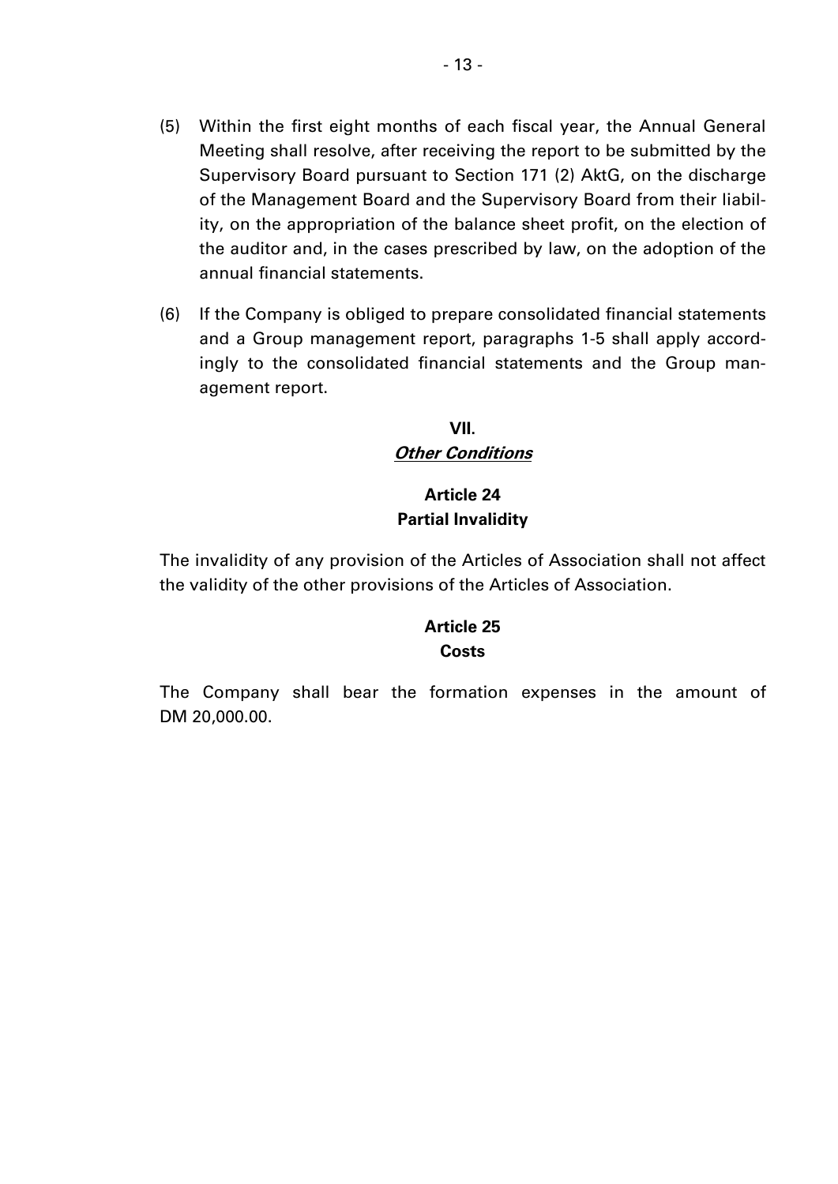(5) Within the first eight months of each fiscal year, the Annual General Meeting shall resolve, after receiving the report to be submitted by the Supervisory Board pursuant to Section 171 (2) AktG, on the discharge of the Management Board and the Supervisory Board from their liability, on the appropriation of the balance sheet profit, on the election of the auditor and, in the cases prescribed by law, on the adoption of the annual financial statements.

(6) If the Company is obliged to prepare consolidated financial statements and a Group management report, paragraphs 1-5 shall apply accordingly to the consolidated financial statements and the Group management report.

## VII.
## ***Other Conditions***

### Article 24
### Partial Invalidity

The invalidity of any provision of the Articles of Association shall not affect the validity of the other provisions of the Articles of Association.

### Article 25
### Costs

The Company shall bear the formation expenses in the amount of DM 20,000.00.